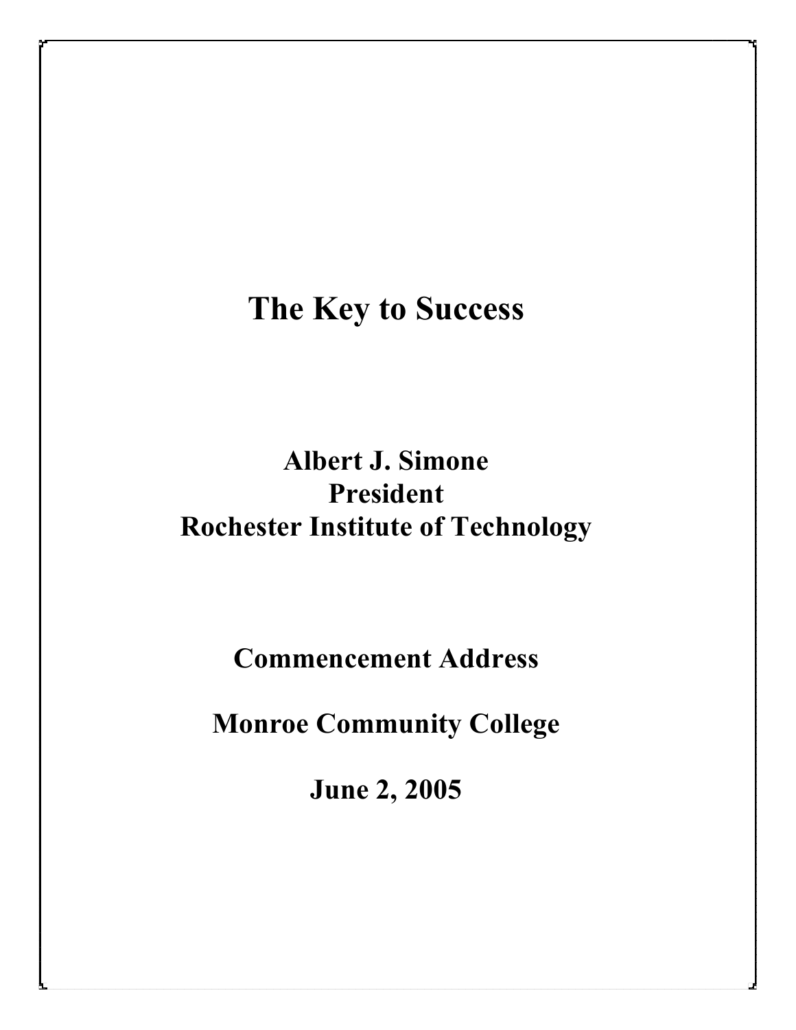# The Key to Success

**Albert J. Simone**
**President**
**Rochester Institute of Technology**

**Commencement Address**

**Monroe Community College**

**June 2, 2005**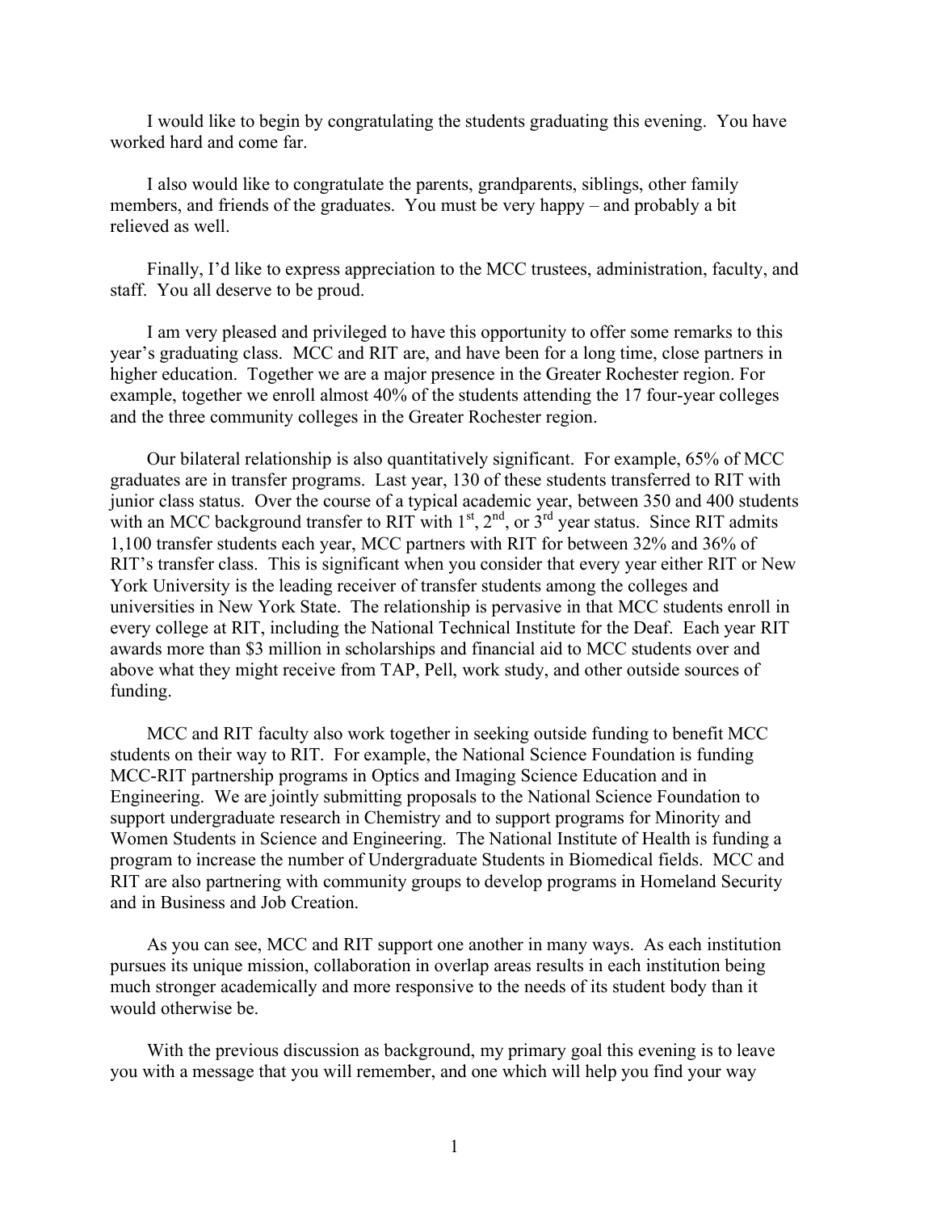I would like to begin by congratulating the students graduating this evening. You have worked hard and come far.

I also would like to congratulate the parents, grandparents, siblings, other family members, and friends of the graduates. You must be very happy – and probably a bit relieved as well.

Finally, I'd like to express appreciation to the MCC trustees, administration, faculty, and staff. You all deserve to be proud.

I am very pleased and privileged to have this opportunity to offer some remarks to this year's graduating class. MCC and RIT are, and have been for a long time, close partners in higher education. Together we are a major presence in the Greater Rochester region. For example, together we enroll almost 40% of the students attending the 17 four-year colleges and the three community colleges in the Greater Rochester region.

Our bilateral relationship is also quantitatively significant. For example, 65% of MCC graduates are in transfer programs. Last year, 130 of these students transferred to RIT with junior class status. Over the course of a typical academic year, between 350 and 400 students with an MCC background transfer to RIT with 1st, 2nd, or 3rd year status. Since RIT admits 1,100 transfer students each year, MCC partners with RIT for between 32% and 36% of RIT's transfer class. This is significant when you consider that every year either RIT or New York University is the leading receiver of transfer students among the colleges and universities in New York State. The relationship is pervasive in that MCC students enroll in every college at RIT, including the National Technical Institute for the Deaf. Each year RIT awards more than $3 million in scholarships and financial aid to MCC students over and above what they might receive from TAP, Pell, work study, and other outside sources of funding.

MCC and RIT faculty also work together in seeking outside funding to benefit MCC students on their way to RIT. For example, the National Science Foundation is funding MCC-RIT partnership programs in Optics and Imaging Science Education and in Engineering. We are jointly submitting proposals to the National Science Foundation to support undergraduate research in Chemistry and to support programs for Minority and Women Students in Science and Engineering. The National Institute of Health is funding a program to increase the number of Undergraduate Students in Biomedical fields. MCC and RIT are also partnering with community groups to develop programs in Homeland Security and in Business and Job Creation.

As you can see, MCC and RIT support one another in many ways. As each institution pursues its unique mission, collaboration in overlap areas results in each institution being much stronger academically and more responsive to the needs of its student body than it would otherwise be.

With the previous discussion as background, my primary goal this evening is to leave you with a message that you will remember, and one which will help you find your way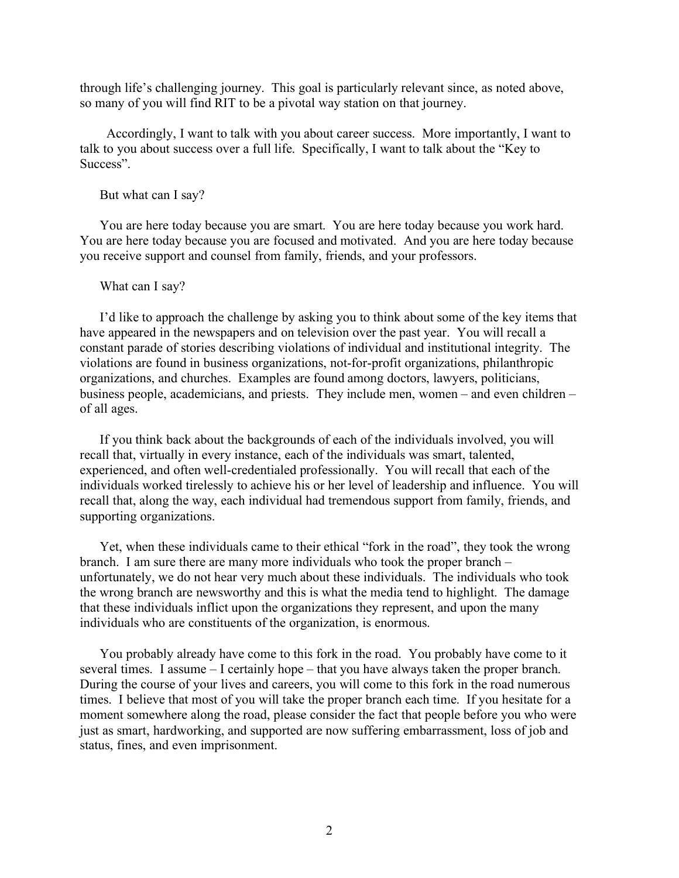through life's challenging journey. This goal is particularly relevant since, as noted above, so many of you will find RIT to be a pivotal way station on that journey.

Accordingly, I want to talk with you about career success. More importantly, I want to talk to you about success over a full life. Specifically, I want to talk about the "Key to Success".

But what can I say?

You are here today because you are smart. You are here today because you work hard. You are here today because you are focused and motivated. And you are here today because you receive support and counsel from family, friends, and your professors.

What can I say?

I'd like to approach the challenge by asking you to think about some of the key items that have appeared in the newspapers and on television over the past year. You will recall a constant parade of stories describing violations of individual and institutional integrity. The violations are found in business organizations, not-for-profit organizations, philanthropic organizations, and churches. Examples are found among doctors, lawyers, politicians, business people, academicians, and priests. They include men, women – and even children – of all ages.

If you think back about the backgrounds of each of the individuals involved, you will recall that, virtually in every instance, each of the individuals was smart, talented, experienced, and often well-credentialed professionally. You will recall that each of the individuals worked tirelessly to achieve his or her level of leadership and influence. You will recall that, along the way, each individual had tremendous support from family, friends, and supporting organizations.

Yet, when these individuals came to their ethical "fork in the road", they took the wrong branch. I am sure there are many more individuals who took the proper branch – unfortunately, we do not hear very much about these individuals. The individuals who took the wrong branch are newsworthy and this is what the media tend to highlight. The damage that these individuals inflict upon the organizations they represent, and upon the many individuals who are constituents of the organization, is enormous.

You probably already have come to this fork in the road. You probably have come to it several times. I assume – I certainly hope – that you have always taken the proper branch. During the course of your lives and careers, you will come to this fork in the road numerous times. I believe that most of you will take the proper branch each time. If you hesitate for a moment somewhere along the road, please consider the fact that people before you who were just as smart, hardworking, and supported are now suffering embarrassment, loss of job and status, fines, and even imprisonment.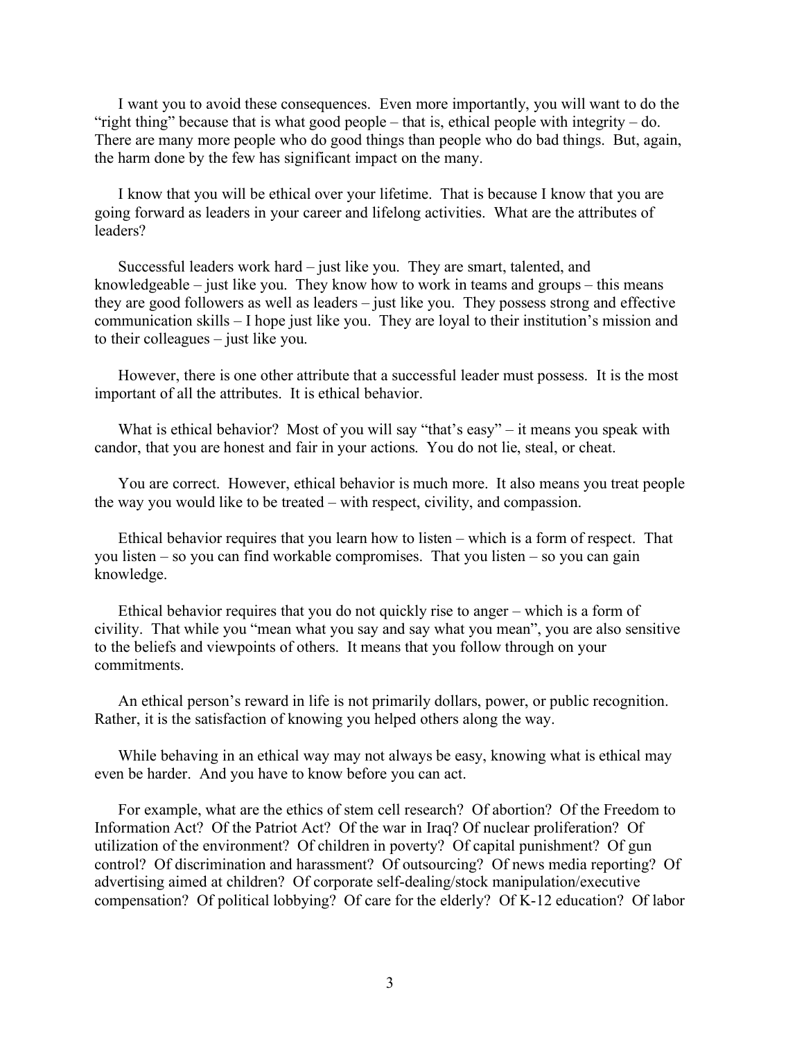I want you to avoid these consequences. Even more importantly, you will want to do the "right thing" because that is what good people – that is, ethical people with integrity – do. There are many more people who do good things than people who do bad things. But, again, the harm done by the few has significant impact on the many.

I know that you will be ethical over your lifetime. That is because I know that you are going forward as leaders in your career and lifelong activities. What are the attributes of leaders?

Successful leaders work hard – just like you. They are smart, talented, and knowledgeable – just like you. They know how to work in teams and groups – this means they are good followers as well as leaders – just like you. They possess strong and effective communication skills – I hope just like you. They are loyal to their institution's mission and to their colleagues – just like you.

However, there is one other attribute that a successful leader must possess. It is the most important of all the attributes. It is ethical behavior.

What is ethical behavior? Most of you will say "that's easy" – it means you speak with candor, that you are honest and fair in your actions. You do not lie, steal, or cheat.

You are correct. However, ethical behavior is much more. It also means you treat people the way you would like to be treated – with respect, civility, and compassion.

Ethical behavior requires that you learn how to listen – which is a form of respect. That you listen – so you can find workable compromises. That you listen – so you can gain knowledge.

Ethical behavior requires that you do not quickly rise to anger – which is a form of civility. That while you "mean what you say and say what you mean", you are also sensitive to the beliefs and viewpoints of others. It means that you follow through on your commitments.

An ethical person's reward in life is not primarily dollars, power, or public recognition. Rather, it is the satisfaction of knowing you helped others along the way.

While behaving in an ethical way may not always be easy, knowing what is ethical may even be harder. And you have to know before you can act.

For example, what are the ethics of stem cell research? Of abortion? Of the Freedom to Information Act? Of the Patriot Act? Of the war in Iraq? Of nuclear proliferation? Of utilization of the environment? Of children in poverty? Of capital punishment? Of gun control? Of discrimination and harassment? Of outsourcing? Of news media reporting? Of advertising aimed at children? Of corporate self-dealing/stock manipulation/executive compensation? Of political lobbying? Of care for the elderly? Of K-12 education? Of labor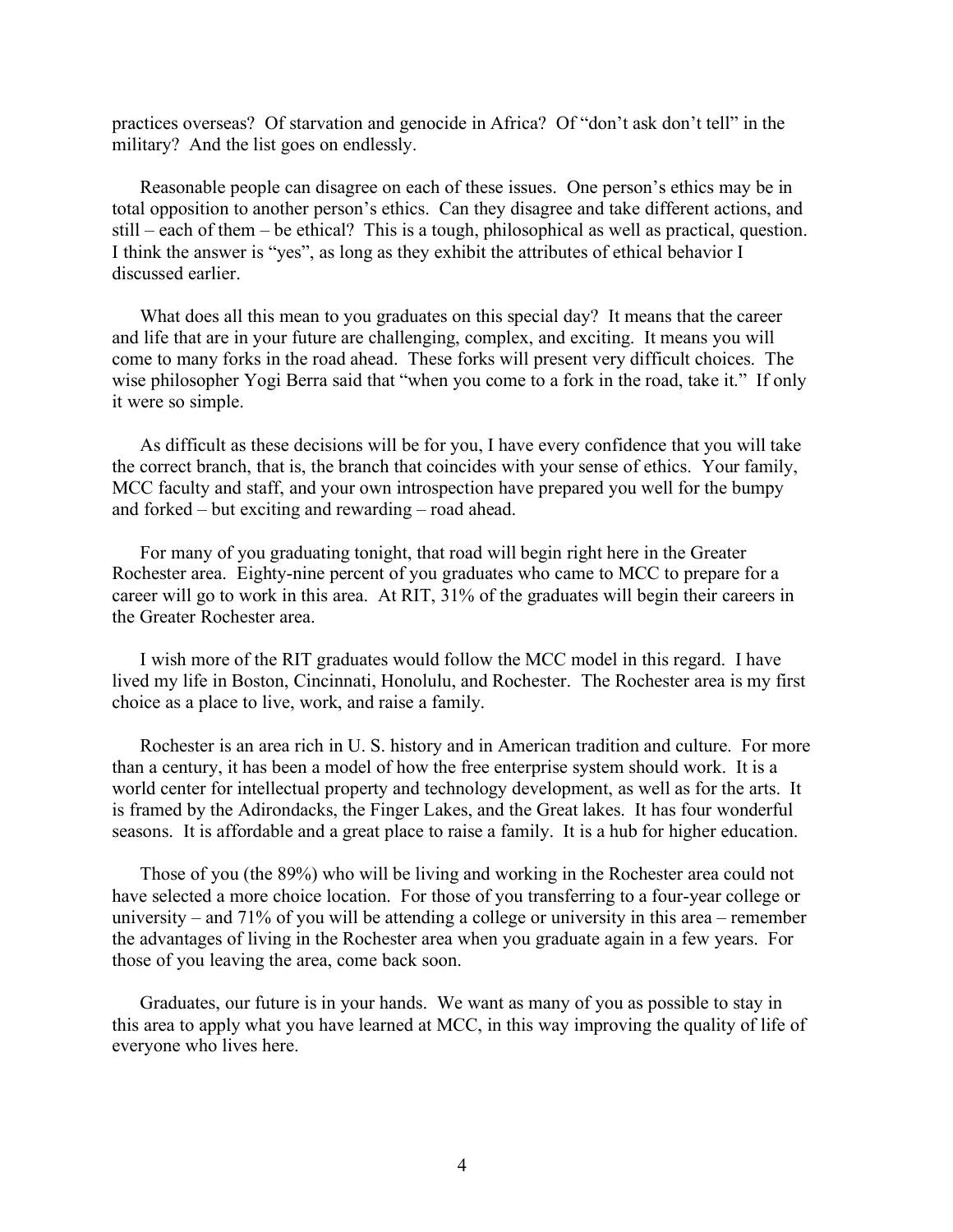practices overseas? Of starvation and genocide in Africa? Of "don't ask don't tell" in the military? And the list goes on endlessly.

Reasonable people can disagree on each of these issues. One person's ethics may be in total opposition to another person's ethics. Can they disagree and take different actions, and still – each of them – be ethical? This is a tough, philosophical as well as practical, question. I think the answer is "yes", as long as they exhibit the attributes of ethical behavior I discussed earlier.

What does all this mean to you graduates on this special day? It means that the career and life that are in your future are challenging, complex, and exciting. It means you will come to many forks in the road ahead. These forks will present very difficult choices. The wise philosopher Yogi Berra said that "when you come to a fork in the road, take it." If only it were so simple.

As difficult as these decisions will be for you, I have every confidence that you will take the correct branch, that is, the branch that coincides with your sense of ethics. Your family, MCC faculty and staff, and your own introspection have prepared you well for the bumpy and forked – but exciting and rewarding – road ahead.

For many of you graduating tonight, that road will begin right here in the Greater Rochester area. Eighty-nine percent of you graduates who came to MCC to prepare for a career will go to work in this area. At RIT, 31% of the graduates will begin their careers in the Greater Rochester area.

I wish more of the RIT graduates would follow the MCC model in this regard. I have lived my life in Boston, Cincinnati, Honolulu, and Rochester. The Rochester area is my first choice as a place to live, work, and raise a family.

Rochester is an area rich in U. S. history and in American tradition and culture. For more than a century, it has been a model of how the free enterprise system should work. It is a world center for intellectual property and technology development, as well as for the arts. It is framed by the Adirondacks, the Finger Lakes, and the Great lakes. It has four wonderful seasons. It is affordable and a great place to raise a family. It is a hub for higher education.

Those of you (the 89%) who will be living and working in the Rochester area could not have selected a more choice location. For those of you transferring to a four-year college or university – and 71% of you will be attending a college or university in this area – remember the advantages of living in the Rochester area when you graduate again in a few years. For those of you leaving the area, come back soon.

Graduates, our future is in your hands. We want as many of you as possible to stay in this area to apply what you have learned at MCC, in this way improving the quality of life of everyone who lives here.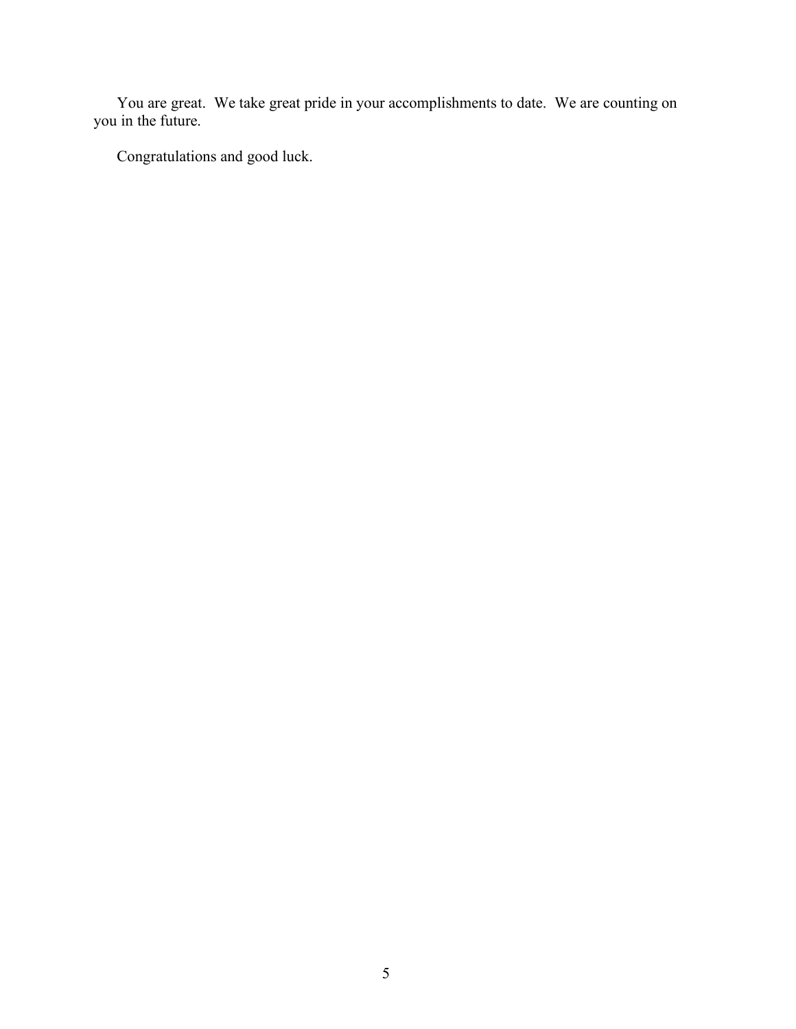You are great. We take great pride in your accomplishments to date. We are counting on you in the future.

Congratulations and good luck.